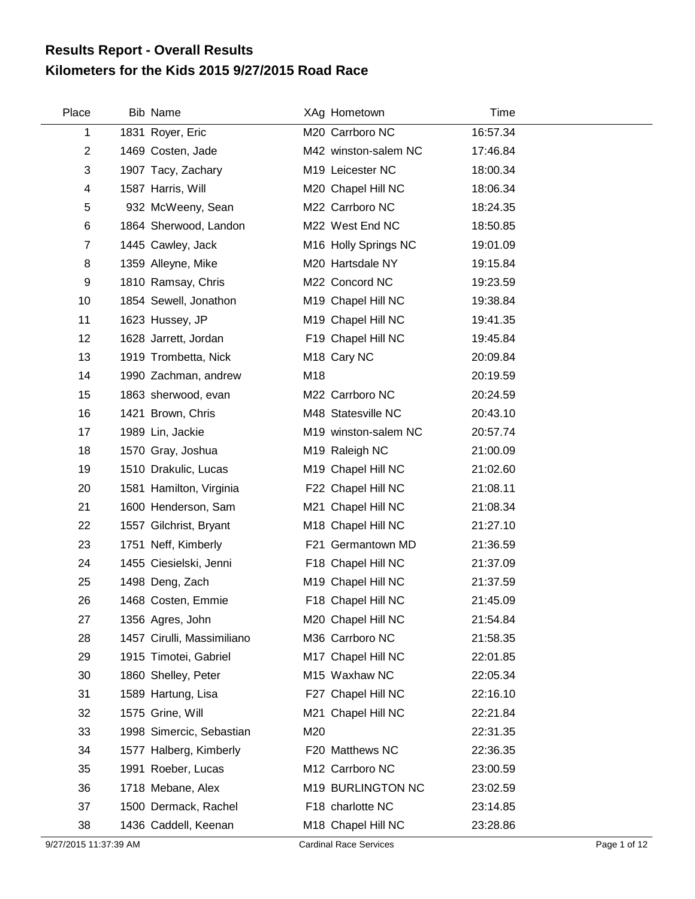# Results Report - Overall Results
## Kilometers for the Kids 2015 9/27/2015 Road Race

| Place | Bib | Name | XAg | Hometown | Time |
|---|---|---|---|---|---|
| 1 | 1831 | Royer, Eric | M20 | Carrboro NC | 16:57.34 |
| 2 | 1469 | Costen, Jade | M42 | winston-salem NC | 17:46.84 |
| 3 | 1907 | Tacy, Zachary | M19 | Leicester NC | 18:00.34 |
| 4 | 1587 | Harris, Will | M20 | Chapel Hill NC | 18:06.34 |
| 5 | 932 | McWeeny, Sean | M22 | Carrboro NC | 18:24.35 |
| 6 | 1864 | Sherwood, Landon | M22 | West End NC | 18:50.85 |
| 7 | 1445 | Cawley, Jack | M16 | Holly Springs NC | 19:01.09 |
| 8 | 1359 | Alleyne, Mike | M20 | Hartsdale NY | 19:15.84 |
| 9 | 1810 | Ramsay, Chris | M22 | Concord NC | 19:23.59 |
| 10 | 1854 | Sewell, Jonathon | M19 | Chapel Hill NC | 19:38.84 |
| 11 | 1623 | Hussey, JP | M19 | Chapel Hill NC | 19:41.35 |
| 12 | 1628 | Jarrett, Jordan | F19 | Chapel Hill NC | 19:45.84 |
| 13 | 1919 | Trombetta, Nick | M18 | Cary NC | 20:09.84 |
| 14 | 1990 | Zachman, andrew | M18 | | 20:19.59 |
| 15 | 1863 | sherwood, evan | M22 | Carrboro NC | 20:24.59 |
| 16 | 1421 | Brown, Chris | M48 | Statesville NC | 20:43.10 |
| 17 | 1989 | Lin, Jackie | M19 | winston-salem NC | 20:57.74 |
| 18 | 1570 | Gray, Joshua | M19 | Raleigh NC | 21:00.09 |
| 19 | 1510 | Drakulic, Lucas | M19 | Chapel Hill NC | 21:02.60 |
| 20 | 1581 | Hamilton, Virginia | F22 | Chapel Hill NC | 21:08.11 |
| 21 | 1600 | Henderson, Sam | M21 | Chapel Hill NC | 21:08.34 |
| 22 | 1557 | Gilchrist, Bryant | M18 | Chapel Hill NC | 21:27.10 |
| 23 | 1751 | Neff, Kimberly | F21 | Germantown MD | 21:36.59 |
| 24 | 1455 | Ciesielski, Jenni | F18 | Chapel Hill NC | 21:37.09 |
| 25 | 1498 | Deng, Zach | M19 | Chapel Hill NC | 21:37.59 |
| 26 | 1468 | Costen, Emmie | F18 | Chapel Hill NC | 21:45.09 |
| 27 | 1356 | Agres, John | M20 | Chapel Hill NC | 21:54.84 |
| 28 | 1457 | Cirulli, Massimiliano | M36 | Carrboro NC | 21:58.35 |
| 29 | 1915 | Timotei, Gabriel | M17 | Chapel Hill NC | 22:01.85 |
| 30 | 1860 | Shelley, Peter | M15 | Waxhaw NC | 22:05.34 |
| 31 | 1589 | Hartung, Lisa | F27 | Chapel Hill NC | 22:16.10 |
| 32 | 1575 | Grine, Will | M21 | Chapel Hill NC | 22:21.84 |
| 33 | 1998 | Simercic, Sebastian | M20 | | 22:31.35 |
| 34 | 1577 | Halberg, Kimberly | F20 | Matthews NC | 22:36.35 |
| 35 | 1991 | Roeber, Lucas | M12 | Carrboro NC | 23:00.59 |
| 36 | 1718 | Mebane, Alex | M19 | BURLINGTON NC | 23:02.59 |
| 37 | 1500 | Dermack, Rachel | F18 | charlotte NC | 23:14.85 |
| 38 | 1436 | Caddell, Keenan | M18 | Chapel Hill NC | 23:28.86 |

9/27/2015 11:37:39 AM — Cardinal Race Services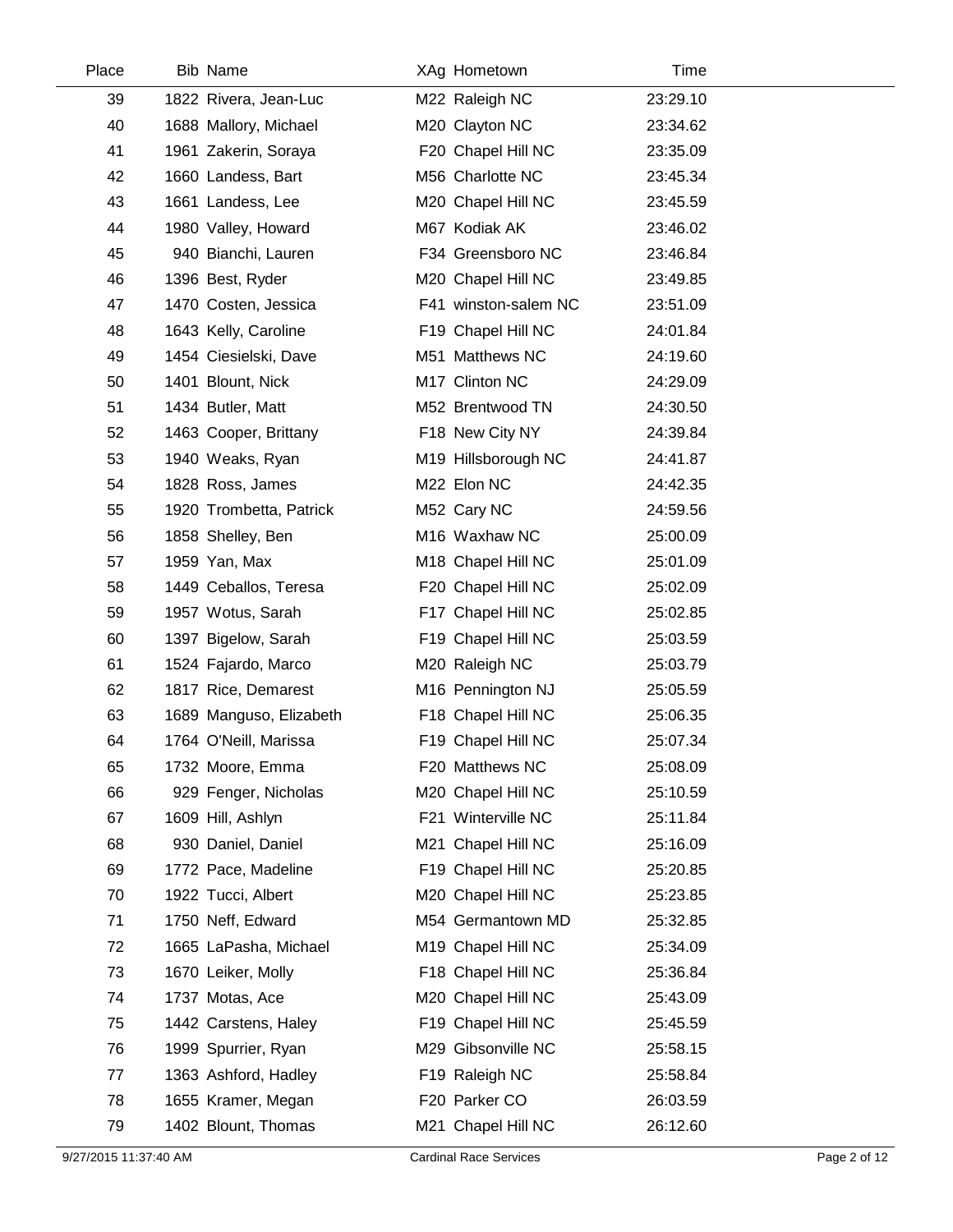| Place | Bib | Name | XAg | Hometown | Time |
|---|---|---|---|---|---|
| 39 | 1822 | Rivera, Jean-Luc | M22 | Raleigh NC | 23:29.10 |
| 40 | 1688 | Mallory, Michael | M20 | Clayton NC | 23:34.62 |
| 41 | 1961 | Zakerin, Soraya | F20 | Chapel Hill NC | 23:35.09 |
| 42 | 1660 | Landess, Bart | M56 | Charlotte NC | 23:45.34 |
| 43 | 1661 | Landess, Lee | M20 | Chapel Hill NC | 23:45.59 |
| 44 | 1980 | Valley, Howard | M67 | Kodiak AK | 23:46.02 |
| 45 | 940 | Bianchi, Lauren | F34 | Greensboro NC | 23:46.84 |
| 46 | 1396 | Best, Ryder | M20 | Chapel Hill NC | 23:49.85 |
| 47 | 1470 | Costen, Jessica | F41 | winston-salem NC | 23:51.09 |
| 48 | 1643 | Kelly, Caroline | F19 | Chapel Hill NC | 24:01.84 |
| 49 | 1454 | Ciesielski, Dave | M51 | Matthews NC | 24:19.60 |
| 50 | 1401 | Blount, Nick | M17 | Clinton NC | 24:29.09 |
| 51 | 1434 | Butler, Matt | M52 | Brentwood TN | 24:30.50 |
| 52 | 1463 | Cooper, Brittany | F18 | New City NY | 24:39.84 |
| 53 | 1940 | Weaks, Ryan | M19 | Hillsborough NC | 24:41.87 |
| 54 | 1828 | Ross, James | M22 | Elon NC | 24:42.35 |
| 55 | 1920 | Trombetta, Patrick | M52 | Cary NC | 24:59.56 |
| 56 | 1858 | Shelley, Ben | M16 | Waxhaw NC | 25:00.09 |
| 57 | 1959 | Yan, Max | M18 | Chapel Hill NC | 25:01.09 |
| 58 | 1449 | Ceballos, Teresa | F20 | Chapel Hill NC | 25:02.09 |
| 59 | 1957 | Wotus, Sarah | F17 | Chapel Hill NC | 25:02.85 |
| 60 | 1397 | Bigelow, Sarah | F19 | Chapel Hill NC | 25:03.59 |
| 61 | 1524 | Fajardo, Marco | M20 | Raleigh NC | 25:03.79 |
| 62 | 1817 | Rice, Demarest | M16 | Pennington NJ | 25:05.59 |
| 63 | 1689 | Manguso, Elizabeth | F18 | Chapel Hill NC | 25:06.35 |
| 64 | 1764 | O'Neill, Marissa | F19 | Chapel Hill NC | 25:07.34 |
| 65 | 1732 | Moore, Emma | F20 | Matthews NC | 25:08.09 |
| 66 | 929 | Fenger, Nicholas | M20 | Chapel Hill NC | 25:10.59 |
| 67 | 1609 | Hill, Ashlyn | F21 | Winterville NC | 25:11.84 |
| 68 | 930 | Daniel, Daniel | M21 | Chapel Hill NC | 25:16.09 |
| 69 | 1772 | Pace, Madeline | F19 | Chapel Hill NC | 25:20.85 |
| 70 | 1922 | Tucci, Albert | M20 | Chapel Hill NC | 25:23.85 |
| 71 | 1750 | Neff, Edward | M54 | Germantown MD | 25:32.85 |
| 72 | 1665 | LaPasha, Michael | M19 | Chapel Hill NC | 25:34.09 |
| 73 | 1670 | Leiker, Molly | F18 | Chapel Hill NC | 25:36.84 |
| 74 | 1737 | Motas, Ace | M20 | Chapel Hill NC | 25:43.09 |
| 75 | 1442 | Carstens, Haley | F19 | Chapel Hill NC | 25:45.59 |
| 76 | 1999 | Spurrier, Ryan | M29 | Gibsonville NC | 25:58.15 |
| 77 | 1363 | Ashford, Hadley | F19 | Raleigh NC | 25:58.84 |
| 78 | 1655 | Kramer, Megan | F20 | Parker CO | 26:03.59 |
| 79 | 1402 | Blount, Thomas | M21 | Chapel Hill NC | 26:12.60 |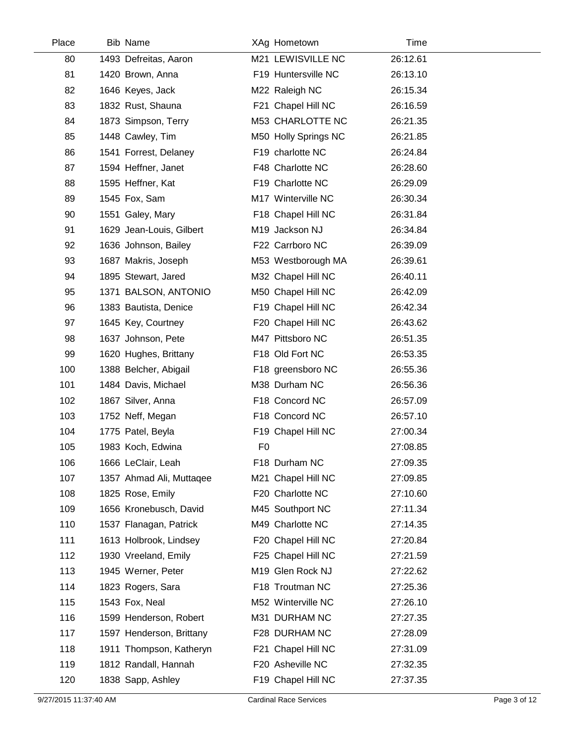| Place | Bib | Name | XAg | Hometown | Time |
|---|---|---|---|---|---|
| 80 | 1493 | Defreitas, Aaron | M21 | LEWISVILLE NC | 26:12.61 |
| 81 | 1420 | Brown, Anna | F19 | Huntersville NC | 26:13.10 |
| 82 | 1646 | Keyes, Jack | M22 | Raleigh NC | 26:15.34 |
| 83 | 1832 | Rust, Shauna | F21 | Chapel Hill NC | 26:16.59 |
| 84 | 1873 | Simpson, Terry | M53 | CHARLOTTE NC | 26:21.35 |
| 85 | 1448 | Cawley, Tim | M50 | Holly Springs NC | 26:21.85 |
| 86 | 1541 | Forrest, Delaney | F19 | charlotte NC | 26:24.84 |
| 87 | 1594 | Heffner, Janet | F48 | Charlotte NC | 26:28.60 |
| 88 | 1595 | Heffner, Kat | F19 | Charlotte NC | 26:29.09 |
| 89 | 1545 | Fox, Sam | M17 | Winterville NC | 26:30.34 |
| 90 | 1551 | Galey, Mary | F18 | Chapel Hill NC | 26:31.84 |
| 91 | 1629 | Jean-Louis, Gilbert | M19 | Jackson NJ | 26:34.84 |
| 92 | 1636 | Johnson, Bailey | F22 | Carrboro NC | 26:39.09 |
| 93 | 1687 | Makris, Joseph | M53 | Westborough MA | 26:39.61 |
| 94 | 1895 | Stewart, Jared | M32 | Chapel Hill NC | 26:40.11 |
| 95 | 1371 | BALSON, ANTONIO | M50 | Chapel Hill NC | 26:42.09 |
| 96 | 1383 | Bautista, Denice | F19 | Chapel Hill NC | 26:42.34 |
| 97 | 1645 | Key, Courtney | F20 | Chapel Hill NC | 26:43.62 |
| 98 | 1637 | Johnson, Pete | M47 | Pittsboro NC | 26:51.35 |
| 99 | 1620 | Hughes, Brittany | F18 | Old Fort NC | 26:53.35 |
| 100 | 1388 | Belcher, Abigail | F18 | greensboro NC | 26:55.36 |
| 101 | 1484 | Davis, Michael | M38 | Durham NC | 26:56.36 |
| 102 | 1867 | Silver, Anna | F18 | Concord NC | 26:57.09 |
| 103 | 1752 | Neff, Megan | F18 | Concord NC | 26:57.10 |
| 104 | 1775 | Patel, Beyla | F19 | Chapel Hill NC | 27:00.34 |
| 105 | 1983 | Koch, Edwina | F0 | | 27:08.85 |
| 106 | 1666 | LeClair, Leah | F18 | Durham NC | 27:09.35 |
| 107 | 1357 | Ahmad Ali, Muttaqee | M21 | Chapel Hill NC | 27:09.85 |
| 108 | 1825 | Rose, Emily | F20 | Charlotte NC | 27:10.60 |
| 109 | 1656 | Kronebusch, David | M45 | Southport NC | 27:11.34 |
| 110 | 1537 | Flanagan, Patrick | M49 | Charlotte NC | 27:14.35 |
| 111 | 1613 | Holbrook, Lindsey | F20 | Chapel Hill NC | 27:20.84 |
| 112 | 1930 | Vreeland, Emily | F25 | Chapel Hill NC | 27:21.59 |
| 113 | 1945 | Werner, Peter | M19 | Glen Rock NJ | 27:22.62 |
| 114 | 1823 | Rogers, Sara | F18 | Troutman NC | 27:25.36 |
| 115 | 1543 | Fox, Neal | M52 | Winterville NC | 27:26.10 |
| 116 | 1599 | Henderson, Robert | M31 | DURHAM NC | 27:27.35 |
| 117 | 1597 | Henderson, Brittany | F28 | DURHAM NC | 27:28.09 |
| 118 | 1911 | Thompson, Katheryn | F21 | Chapel Hill NC | 27:31.09 |
| 119 | 1812 | Randall, Hannah | F20 | Asheville NC | 27:32.35 |
| 120 | 1838 | Sapp, Ashley | F19 | Chapel Hill NC | 27:37.35 |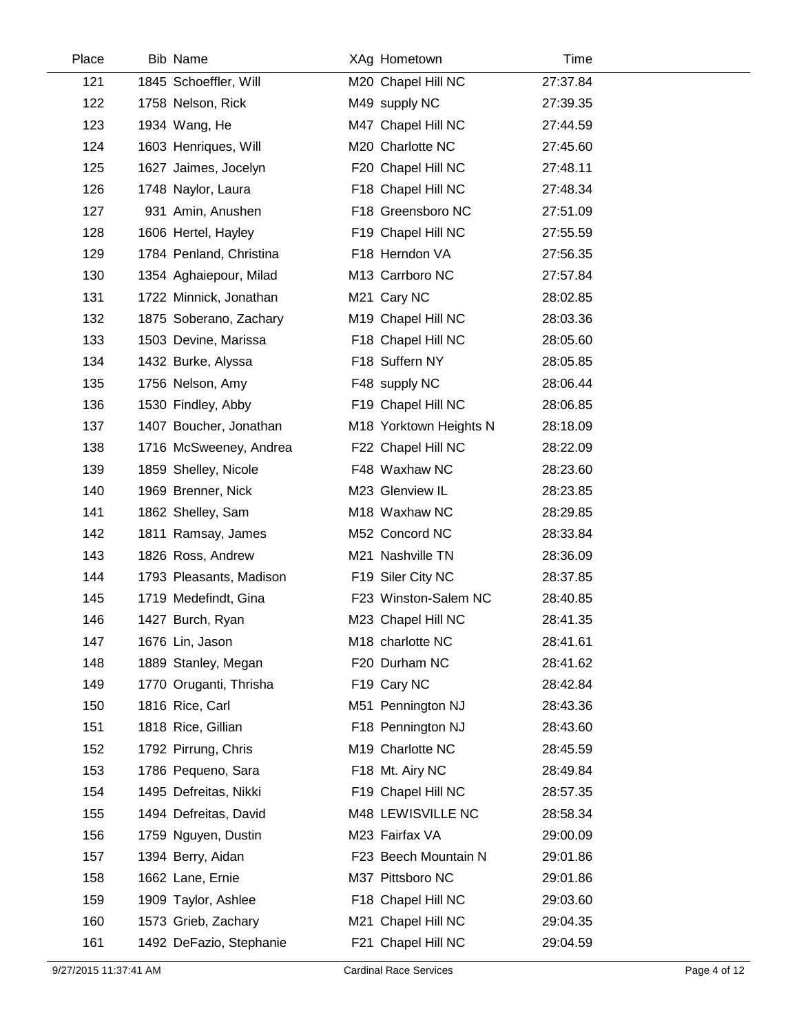| Place | Bib | Name | XAg | Hometown | Time |
|---|---|---|---|---|---|
| 121 | 1845 | Schoeffler, Will | M20 | Chapel Hill NC | 27:37.84 |
| 122 | 1758 | Nelson, Rick | M49 | supply NC | 27:39.35 |
| 123 | 1934 | Wang, He | M47 | Chapel Hill NC | 27:44.59 |
| 124 | 1603 | Henriques, Will | M20 | Charlotte NC | 27:45.60 |
| 125 | 1627 | Jaimes, Jocelyn | F20 | Chapel Hill NC | 27:48.11 |
| 126 | 1748 | Naylor, Laura | F18 | Chapel Hill NC | 27:48.34 |
| 127 | 931 | Amin, Anushen | F18 | Greensboro NC | 27:51.09 |
| 128 | 1606 | Hertel, Hayley | F19 | Chapel Hill NC | 27:55.59 |
| 129 | 1784 | Penland, Christina | F18 | Herndon VA | 27:56.35 |
| 130 | 1354 | Aghaiepour, Milad | M13 | Carrboro NC | 27:57.84 |
| 131 | 1722 | Minnick, Jonathan | M21 | Cary NC | 28:02.85 |
| 132 | 1875 | Soberano, Zachary | M19 | Chapel Hill NC | 28:03.36 |
| 133 | 1503 | Devine, Marissa | F18 | Chapel Hill NC | 28:05.60 |
| 134 | 1432 | Burke, Alyssa | F18 | Suffern NY | 28:05.85 |
| 135 | 1756 | Nelson, Amy | F48 | supply NC | 28:06.44 |
| 136 | 1530 | Findley, Abby | F19 | Chapel Hill NC | 28:06.85 |
| 137 | 1407 | Boucher, Jonathan | M18 | Yorktown Heights N | 28:18.09 |
| 138 | 1716 | McSweeney, Andrea | F22 | Chapel Hill NC | 28:22.09 |
| 139 | 1859 | Shelley, Nicole | F48 | Waxhaw NC | 28:23.60 |
| 140 | 1969 | Brenner, Nick | M23 | Glenview IL | 28:23.85 |
| 141 | 1862 | Shelley, Sam | M18 | Waxhaw NC | 28:29.85 |
| 142 | 1811 | Ramsay, James | M52 | Concord NC | 28:33.84 |
| 143 | 1826 | Ross, Andrew | M21 | Nashville TN | 28:36.09 |
| 144 | 1793 | Pleasants, Madison | F19 | Siler City NC | 28:37.85 |
| 145 | 1719 | Medefindt, Gina | F23 | Winston-Salem NC | 28:40.85 |
| 146 | 1427 | Burch, Ryan | M23 | Chapel Hill NC | 28:41.35 |
| 147 | 1676 | Lin, Jason | M18 | charlotte NC | 28:41.61 |
| 148 | 1889 | Stanley, Megan | F20 | Durham NC | 28:41.62 |
| 149 | 1770 | Oruganti, Thrisha | F19 | Cary NC | 28:42.84 |
| 150 | 1816 | Rice, Carl | M51 | Pennington NJ | 28:43.36 |
| 151 | 1818 | Rice, Gillian | F18 | Pennington NJ | 28:43.60 |
| 152 | 1792 | Pirrung, Chris | M19 | Charlotte NC | 28:45.59 |
| 153 | 1786 | Pequeno, Sara | F18 | Mt. Airy NC | 28:49.84 |
| 154 | 1495 | Defreitas, Nikki | F19 | Chapel Hill NC | 28:57.35 |
| 155 | 1494 | Defreitas, David | M48 | LEWISVILLE NC | 28:58.34 |
| 156 | 1759 | Nguyen, Dustin | M23 | Fairfax VA | 29:00.09 |
| 157 | 1394 | Berry, Aidan | F23 | Beech Mountain N | 29:01.86 |
| 158 | 1662 | Lane, Ernie | M37 | Pittsboro NC | 29:01.86 |
| 159 | 1909 | Taylor, Ashlee | F18 | Chapel Hill NC | 29:03.60 |
| 160 | 1573 | Grieb, Zachary | M21 | Chapel Hill NC | 29:04.35 |
| 161 | 1492 | DeFazio, Stephanie | F21 | Chapel Hill NC | 29:04.59 |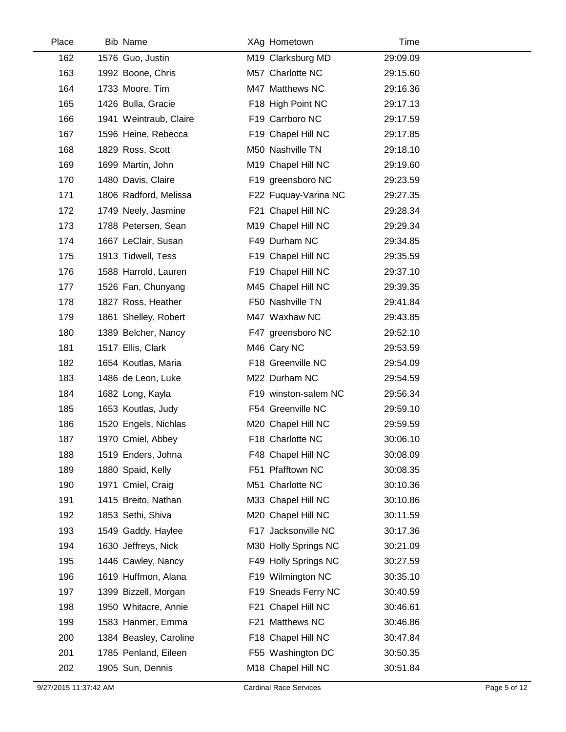| Place | Bib | Name | XAg | Hometown | Time |
|---|---|---|---|---|---|
| 162 | 1576 | Guo, Justin | M19 | Clarksburg MD | 29:09.09 |
| 163 | 1992 | Boone, Chris | M57 | Charlotte NC | 29:15.60 |
| 164 | 1733 | Moore, Tim | M47 | Matthews NC | 29:16.36 |
| 165 | 1426 | Bulla, Gracie | F18 | High Point NC | 29:17.13 |
| 166 | 1941 | Weintraub, Claire | F19 | Carrboro NC | 29:17.59 |
| 167 | 1596 | Heine, Rebecca | F19 | Chapel Hill NC | 29:17.85 |
| 168 | 1829 | Ross, Scott | M50 | Nashville TN | 29:18.10 |
| 169 | 1699 | Martin, John | M19 | Chapel Hill NC | 29:19.60 |
| 170 | 1480 | Davis, Claire | F19 | greensboro NC | 29:23.59 |
| 171 | 1806 | Radford, Melissa | F22 | Fuquay-Varina NC | 29:27.35 |
| 172 | 1749 | Neely, Jasmine | F21 | Chapel Hill NC | 29:28.34 |
| 173 | 1788 | Petersen, Sean | M19 | Chapel Hill NC | 29:29.34 |
| 174 | 1667 | LeClair, Susan | F49 | Durham NC | 29:34.85 |
| 175 | 1913 | Tidwell, Tess | F19 | Chapel Hill NC | 29:35.59 |
| 176 | 1588 | Harrold, Lauren | F19 | Chapel Hill NC | 29:37.10 |
| 177 | 1526 | Fan, Chunyang | M45 | Chapel Hill NC | 29:39.35 |
| 178 | 1827 | Ross, Heather | F50 | Nashville TN | 29:41.84 |
| 179 | 1861 | Shelley, Robert | M47 | Waxhaw NC | 29:43.85 |
| 180 | 1389 | Belcher, Nancy | F47 | greensboro NC | 29:52.10 |
| 181 | 1517 | Ellis, Clark | M46 | Cary NC | 29:53.59 |
| 182 | 1654 | Koutlas, Maria | F18 | Greenville NC | 29:54.09 |
| 183 | 1486 | de Leon, Luke | M22 | Durham NC | 29:54.59 |
| 184 | 1682 | Long, Kayla | F19 | winston-salem NC | 29:56.34 |
| 185 | 1653 | Koutlas, Judy | F54 | Greenville NC | 29:59.10 |
| 186 | 1520 | Engels, Nichlas | M20 | Chapel Hill NC | 29:59.59 |
| 187 | 1970 | Cmiel, Abbey | F18 | Charlotte NC | 30:06.10 |
| 188 | 1519 | Enders, Johna | F48 | Chapel Hill NC | 30:08.09 |
| 189 | 1880 | Spaid, Kelly | F51 | Pfafftown NC | 30:08.35 |
| 190 | 1971 | Cmiel, Craig | M51 | Charlotte NC | 30:10.36 |
| 191 | 1415 | Breito, Nathan | M33 | Chapel Hill NC | 30:10.86 |
| 192 | 1853 | Sethi, Shiva | M20 | Chapel Hill NC | 30:11.59 |
| 193 | 1549 | Gaddy, Haylee | F17 | Jacksonville NC | 30:17.36 |
| 194 | 1630 | Jeffreys, Nick | M30 | Holly Springs NC | 30:21.09 |
| 195 | 1446 | Cawley, Nancy | F49 | Holly Springs NC | 30:27.59 |
| 196 | 1619 | Huffmon, Alana | F19 | Wilmington NC | 30:35.10 |
| 197 | 1399 | Bizzell, Morgan | F19 | Sneads Ferry NC | 30:40.59 |
| 198 | 1950 | Whitacre, Annie | F21 | Chapel Hill NC | 30:46.61 |
| 199 | 1583 | Hanmer, Emma | F21 | Matthews NC | 30:46.86 |
| 200 | 1384 | Beasley, Caroline | F18 | Chapel Hill NC | 30:47.84 |
| 201 | 1785 | Penland, Eileen | F55 | Washington DC | 30:50.35 |
| 202 | 1905 | Sun, Dennis | M18 | Chapel Hill NC | 30:51.84 |

9/27/2015 11:37:42 AM Cardinal Race Services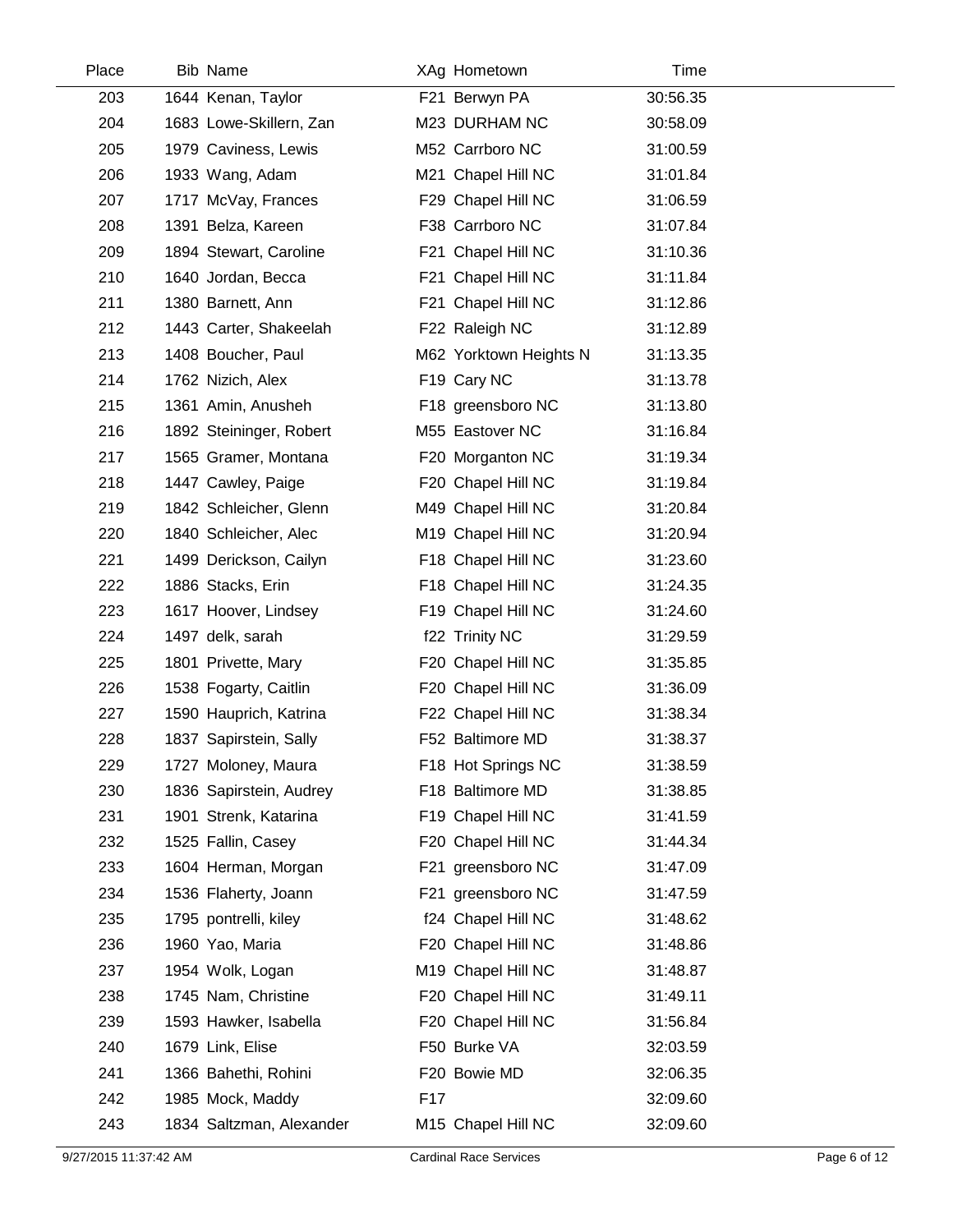| Place | Bib | Name | XAg | Hometown | Time |
|---|---|---|---|---|---|
| 203 | 1644 | Kenan, Taylor | F21 | Berwyn PA | 30:56.35 |
| 204 | 1683 | Lowe-Skillern, Zan | M23 | DURHAM NC | 30:58.09 |
| 205 | 1979 | Caviness, Lewis | M52 | Carrboro NC | 31:00.59 |
| 206 | 1933 | Wang, Adam | M21 | Chapel Hill NC | 31:01.84 |
| 207 | 1717 | McVay, Frances | F29 | Chapel Hill NC | 31:06.59 |
| 208 | 1391 | Belza, Kareen | F38 | Carrboro NC | 31:07.84 |
| 209 | 1894 | Stewart, Caroline | F21 | Chapel Hill NC | 31:10.36 |
| 210 | 1640 | Jordan, Becca | F21 | Chapel Hill NC | 31:11.84 |
| 211 | 1380 | Barnett, Ann | F21 | Chapel Hill NC | 31:12.86 |
| 212 | 1443 | Carter, Shakeelah | F22 | Raleigh NC | 31:12.89 |
| 213 | 1408 | Boucher, Paul | M62 | Yorktown Heights N | 31:13.35 |
| 214 | 1762 | Nizich, Alex | F19 | Cary NC | 31:13.78 |
| 215 | 1361 | Amin, Anusheh | F18 | greensboro NC | 31:13.80 |
| 216 | 1892 | Steininger, Robert | M55 | Eastover NC | 31:16.84 |
| 217 | 1565 | Gramer, Montana | F20 | Morganton NC | 31:19.34 |
| 218 | 1447 | Cawley, Paige | F20 | Chapel Hill NC | 31:19.84 |
| 219 | 1842 | Schleicher, Glenn | M49 | Chapel Hill NC | 31:20.84 |
| 220 | 1840 | Schleicher, Alec | M19 | Chapel Hill NC | 31:20.94 |
| 221 | 1499 | Derickson, Cailyn | F18 | Chapel Hill NC | 31:23.60 |
| 222 | 1886 | Stacks, Erin | F18 | Chapel Hill NC | 31:24.35 |
| 223 | 1617 | Hoover, Lindsey | F19 | Chapel Hill NC | 31:24.60 |
| 224 | 1497 | delk, sarah | f22 | Trinity NC | 31:29.59 |
| 225 | 1801 | Privette, Mary | F20 | Chapel Hill NC | 31:35.85 |
| 226 | 1538 | Fogarty, Caitlin | F20 | Chapel Hill NC | 31:36.09 |
| 227 | 1590 | Hauprich, Katrina | F22 | Chapel Hill NC | 31:38.34 |
| 228 | 1837 | Sapirstein, Sally | F52 | Baltimore MD | 31:38.37 |
| 229 | 1727 | Moloney, Maura | F18 | Hot Springs NC | 31:38.59 |
| 230 | 1836 | Sapirstein, Audrey | F18 | Baltimore MD | 31:38.85 |
| 231 | 1901 | Strenk, Katarina | F19 | Chapel Hill NC | 31:41.59 |
| 232 | 1525 | Fallin, Casey | F20 | Chapel Hill NC | 31:44.34 |
| 233 | 1604 | Herman, Morgan | F21 | greensboro NC | 31:47.09 |
| 234 | 1536 | Flaherty, Joann | F21 | greensboro NC | 31:47.59 |
| 235 | 1795 | pontrelli, kiley | f24 | Chapel Hill NC | 31:48.62 |
| 236 | 1960 | Yao, Maria | F20 | Chapel Hill NC | 31:48.86 |
| 237 | 1954 | Wolk, Logan | M19 | Chapel Hill NC | 31:48.87 |
| 238 | 1745 | Nam, Christine | F20 | Chapel Hill NC | 31:49.11 |
| 239 | 1593 | Hawker, Isabella | F20 | Chapel Hill NC | 31:56.84 |
| 240 | 1679 | Link, Elise | F50 | Burke VA | 32:03.59 |
| 241 | 1366 | Bahethi, Rohini | F20 | Bowie MD | 32:06.35 |
| 242 | 1985 | Mock, Maddy | F17 | | 32:09.60 |
| 243 | 1834 | Saltzman, Alexander | M15 | Chapel Hill NC | 32:09.60 |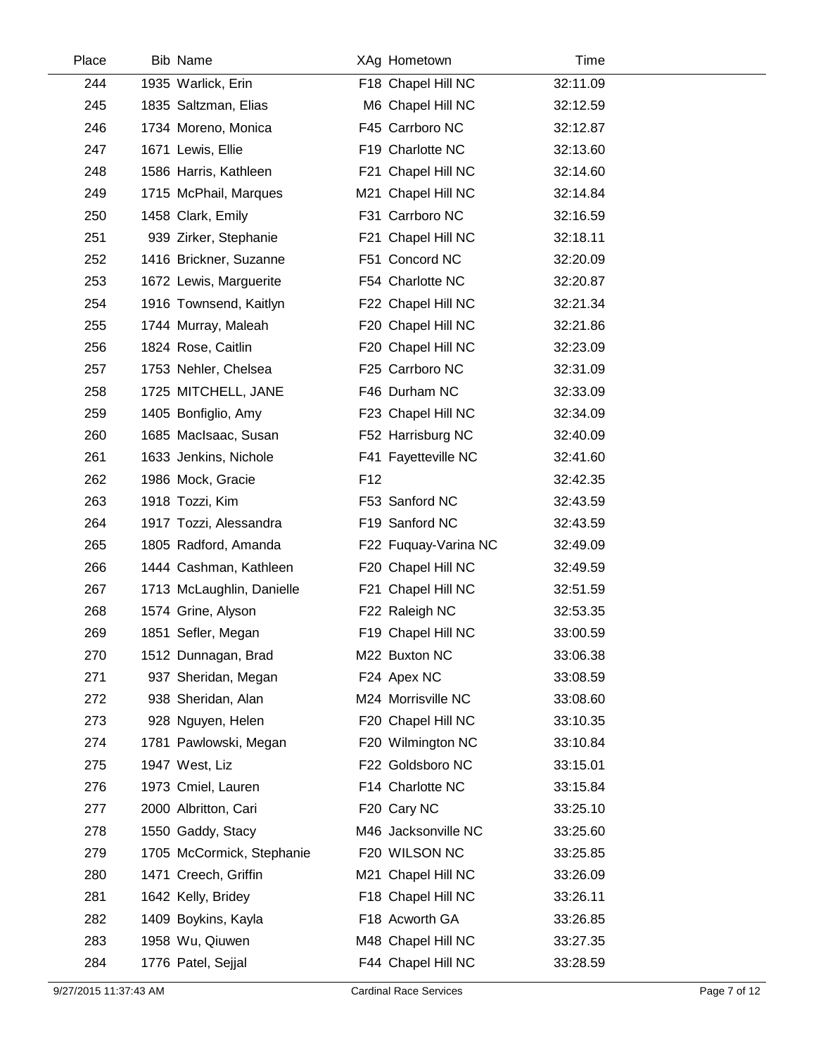| Place | Bib | Name | XAg | Hometown | Time |
|---|---|---|---|---|---|
| 244 | 1935 | Warlick, Erin | F18 | Chapel Hill NC | 32:11.09 |
| 245 | 1835 | Saltzman, Elias | M6 | Chapel Hill NC | 32:12.59 |
| 246 | 1734 | Moreno, Monica | F45 | Carrboro NC | 32:12.87 |
| 247 | 1671 | Lewis, Ellie | F19 | Charlotte NC | 32:13.60 |
| 248 | 1586 | Harris, Kathleen | F21 | Chapel Hill NC | 32:14.60 |
| 249 | 1715 | McPhail, Marques | M21 | Chapel Hill NC | 32:14.84 |
| 250 | 1458 | Clark, Emily | F31 | Carrboro NC | 32:16.59 |
| 251 | 939 | Zirker, Stephanie | F21 | Chapel Hill NC | 32:18.11 |
| 252 | 1416 | Brickner, Suzanne | F51 | Concord NC | 32:20.09 |
| 253 | 1672 | Lewis, Marguerite | F54 | Charlotte NC | 32:20.87 |
| 254 | 1916 | Townsend, Kaitlyn | F22 | Chapel Hill NC | 32:21.34 |
| 255 | 1744 | Murray, Maleah | F20 | Chapel Hill NC | 32:21.86 |
| 256 | 1824 | Rose, Caitlin | F20 | Chapel Hill NC | 32:23.09 |
| 257 | 1753 | Nehler, Chelsea | F25 | Carrboro NC | 32:31.09 |
| 258 | 1725 | MITCHELL, JANE | F46 | Durham NC | 32:33.09 |
| 259 | 1405 | Bonfiglio, Amy | F23 | Chapel Hill NC | 32:34.09 |
| 260 | 1685 | MacIsaac, Susan | F52 | Harrisburg NC | 32:40.09 |
| 261 | 1633 | Jenkins, Nichole | F41 | Fayetteville NC | 32:41.60 |
| 262 | 1986 | Mock, Gracie | F12 | | 32:42.35 |
| 263 | 1918 | Tozzi, Kim | F53 | Sanford NC | 32:43.59 |
| 264 | 1917 | Tozzi, Alessandra | F19 | Sanford NC | 32:43.59 |
| 265 | 1805 | Radford, Amanda | F22 | Fuquay-Varina NC | 32:49.09 |
| 266 | 1444 | Cashman, Kathleen | F20 | Chapel Hill NC | 32:49.59 |
| 267 | 1713 | McLaughlin, Danielle | F21 | Chapel Hill NC | 32:51.59 |
| 268 | 1574 | Grine, Alyson | F22 | Raleigh NC | 32:53.35 |
| 269 | 1851 | Sefler, Megan | F19 | Chapel Hill NC | 33:00.59 |
| 270 | 1512 | Dunnagan, Brad | M22 | Buxton NC | 33:06.38 |
| 271 | 937 | Sheridan, Megan | F24 | Apex NC | 33:08.59 |
| 272 | 938 | Sheridan, Alan | M24 | Morrisville NC | 33:08.60 |
| 273 | 928 | Nguyen, Helen | F20 | Chapel Hill NC | 33:10.35 |
| 274 | 1781 | Pawlowski, Megan | F20 | Wilmington NC | 33:10.84 |
| 275 | 1947 | West, Liz | F22 | Goldsboro NC | 33:15.01 |
| 276 | 1973 | Cmiel, Lauren | F14 | Charlotte NC | 33:15.84 |
| 277 | 2000 | Albritton, Cari | F20 | Cary NC | 33:25.10 |
| 278 | 1550 | Gaddy, Stacy | M46 | Jacksonville NC | 33:25.60 |
| 279 | 1705 | McCormick, Stephanie | F20 | WILSON NC | 33:25.85 |
| 280 | 1471 | Creech, Griffin | M21 | Chapel Hill NC | 33:26.09 |
| 281 | 1642 | Kelly, Bridey | F18 | Chapel Hill NC | 33:26.11 |
| 282 | 1409 | Boykins, Kayla | F18 | Acworth GA | 33:26.85 |
| 283 | 1958 | Wu, Qiuwen | M48 | Chapel Hill NC | 33:27.35 |
| 284 | 1776 | Patel, Sejjal | F44 | Chapel Hill NC | 33:28.59 |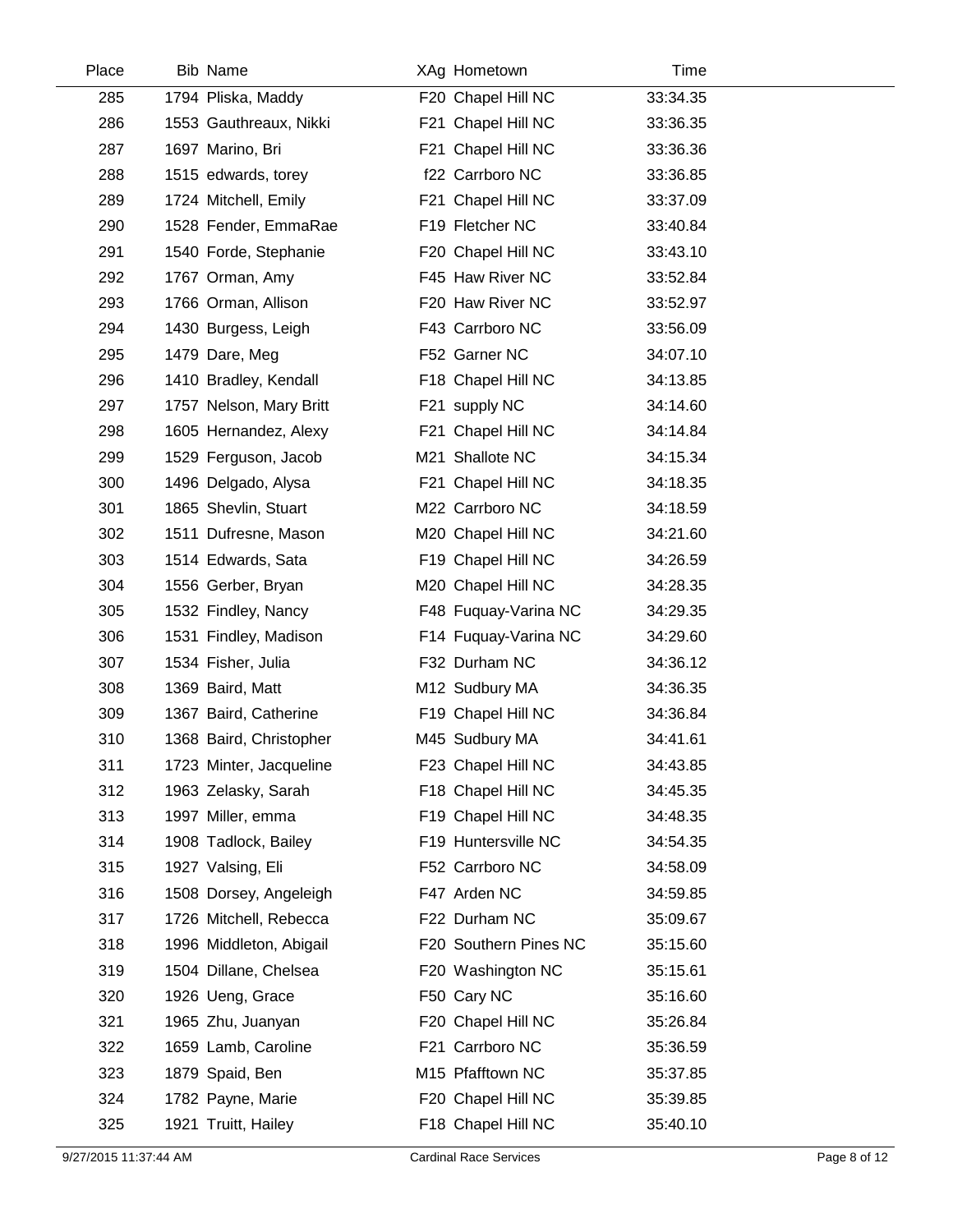| Place | Bib | Name | XAg | Hometown | Time |
|---|---|---|---|---|---|
| 285 | 1794 | Pliska, Maddy | F20 | Chapel Hill NC | 33:34.35 |
| 286 | 1553 | Gauthreaux, Nikki | F21 | Chapel Hill NC | 33:36.35 |
| 287 | 1697 | Marino, Bri | F21 | Chapel Hill NC | 33:36.36 |
| 288 | 1515 | edwards, torey | f22 | Carrboro NC | 33:36.85 |
| 289 | 1724 | Mitchell, Emily | F21 | Chapel Hill NC | 33:37.09 |
| 290 | 1528 | Fender, EmmaRae | F19 | Fletcher NC | 33:40.84 |
| 291 | 1540 | Forde, Stephanie | F20 | Chapel Hill NC | 33:43.10 |
| 292 | 1767 | Orman, Amy | F45 | Haw River NC | 33:52.84 |
| 293 | 1766 | Orman, Allison | F20 | Haw River NC | 33:52.97 |
| 294 | 1430 | Burgess, Leigh | F43 | Carrboro NC | 33:56.09 |
| 295 | 1479 | Dare, Meg | F52 | Garner NC | 34:07.10 |
| 296 | 1410 | Bradley, Kendall | F18 | Chapel Hill NC | 34:13.85 |
| 297 | 1757 | Nelson, Mary Britt | F21 | supply NC | 34:14.60 |
| 298 | 1605 | Hernandez, Alexy | F21 | Chapel Hill NC | 34:14.84 |
| 299 | 1529 | Ferguson, Jacob | M21 | Shallote NC | 34:15.34 |
| 300 | 1496 | Delgado, Alysa | F21 | Chapel Hill NC | 34:18.35 |
| 301 | 1865 | Shevlin, Stuart | M22 | Carrboro NC | 34:18.59 |
| 302 | 1511 | Dufresne, Mason | M20 | Chapel Hill NC | 34:21.60 |
| 303 | 1514 | Edwards, Sata | F19 | Chapel Hill NC | 34:26.59 |
| 304 | 1556 | Gerber, Bryan | M20 | Chapel Hill NC | 34:28.35 |
| 305 | 1532 | Findley, Nancy | F48 | Fuquay-Varina NC | 34:29.35 |
| 306 | 1531 | Findley, Madison | F14 | Fuquay-Varina NC | 34:29.60 |
| 307 | 1534 | Fisher, Julia | F32 | Durham NC | 34:36.12 |
| 308 | 1369 | Baird, Matt | M12 | Sudbury MA | 34:36.35 |
| 309 | 1367 | Baird, Catherine | F19 | Chapel Hill NC | 34:36.84 |
| 310 | 1368 | Baird, Christopher | M45 | Sudbury MA | 34:41.61 |
| 311 | 1723 | Minter, Jacqueline | F23 | Chapel Hill NC | 34:43.85 |
| 312 | 1963 | Zelasky, Sarah | F18 | Chapel Hill NC | 34:45.35 |
| 313 | 1997 | Miller, emma | F19 | Chapel Hill NC | 34:48.35 |
| 314 | 1908 | Tadlock, Bailey | F19 | Huntersville NC | 34:54.35 |
| 315 | 1927 | Valsing, Eli | F52 | Carrboro NC | 34:58.09 |
| 316 | 1508 | Dorsey, Angeleigh | F47 | Arden NC | 34:59.85 |
| 317 | 1726 | Mitchell, Rebecca | F22 | Durham NC | 35:09.67 |
| 318 | 1996 | Middleton, Abigail | F20 | Southern Pines NC | 35:15.60 |
| 319 | 1504 | Dillane, Chelsea | F20 | Washington NC | 35:15.61 |
| 320 | 1926 | Ueng, Grace | F50 | Cary NC | 35:16.60 |
| 321 | 1965 | Zhu, Juanyan | F20 | Chapel Hill NC | 35:26.84 |
| 322 | 1659 | Lamb, Caroline | F21 | Carrboro NC | 35:36.59 |
| 323 | 1879 | Spaid, Ben | M15 | Pfafftown NC | 35:37.85 |
| 324 | 1782 | Payne, Marie | F20 | Chapel Hill NC | 35:39.85 |
| 325 | 1921 | Truitt, Hailey | F18 | Chapel Hill NC | 35:40.10 |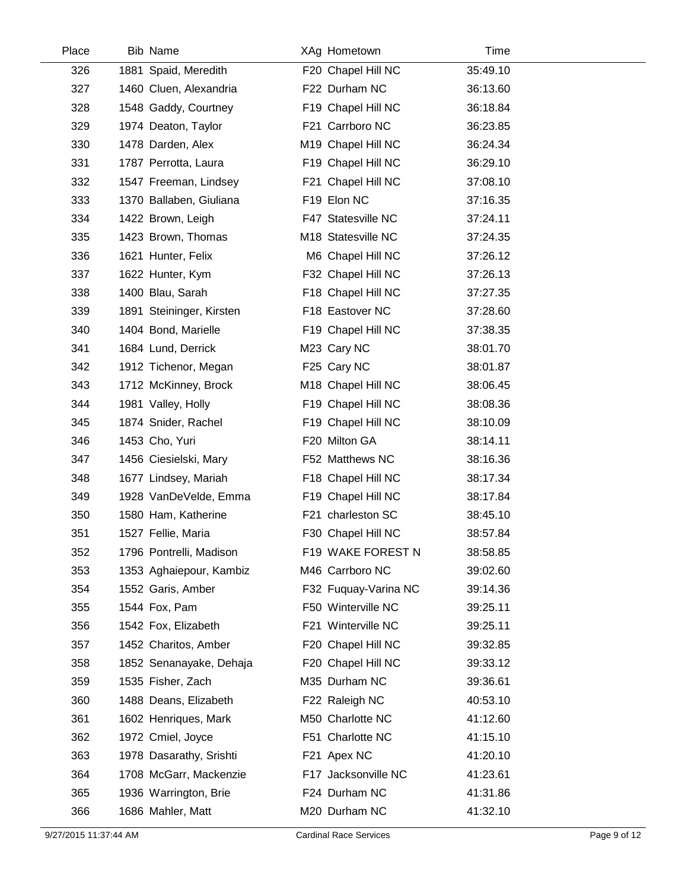| Place | Bib | Name | XAg | Hometown | Time |
|---|---|---|---|---|---|
| 326 | 1881 | Spaid, Meredith | F20 | Chapel Hill NC | 35:49.10 |
| 327 | 1460 | Cluen, Alexandria | F22 | Durham NC | 36:13.60 |
| 328 | 1548 | Gaddy, Courtney | F19 | Chapel Hill NC | 36:18.84 |
| 329 | 1974 | Deaton, Taylor | F21 | Carrboro NC | 36:23.85 |
| 330 | 1478 | Darden, Alex | M19 | Chapel Hill NC | 36:24.34 |
| 331 | 1787 | Perrotta, Laura | F19 | Chapel Hill NC | 36:29.10 |
| 332 | 1547 | Freeman, Lindsey | F21 | Chapel Hill NC | 37:08.10 |
| 333 | 1370 | Ballaben, Giuliana | F19 | Elon NC | 37:16.35 |
| 334 | 1422 | Brown, Leigh | F47 | Statesville NC | 37:24.11 |
| 335 | 1423 | Brown, Thomas | M18 | Statesville NC | 37:24.35 |
| 336 | 1621 | Hunter, Felix | M6 | Chapel Hill NC | 37:26.12 |
| 337 | 1622 | Hunter, Kym | F32 | Chapel Hill NC | 37:26.13 |
| 338 | 1400 | Blau, Sarah | F18 | Chapel Hill NC | 37:27.35 |
| 339 | 1891 | Steininger, Kirsten | F18 | Eastover NC | 37:28.60 |
| 340 | 1404 | Bond, Marielle | F19 | Chapel Hill NC | 37:38.35 |
| 341 | 1684 | Lund, Derrick | M23 | Cary NC | 38:01.70 |
| 342 | 1912 | Tichenor, Megan | F25 | Cary NC | 38:01.87 |
| 343 | 1712 | McKinney, Brock | M18 | Chapel Hill NC | 38:06.45 |
| 344 | 1981 | Valley, Holly | F19 | Chapel Hill NC | 38:08.36 |
| 345 | 1874 | Snider, Rachel | F19 | Chapel Hill NC | 38:10.09 |
| 346 | 1453 | Cho, Yuri | F20 | Milton GA | 38:14.11 |
| 347 | 1456 | Ciesielski, Mary | F52 | Matthews NC | 38:16.36 |
| 348 | 1677 | Lindsey, Mariah | F18 | Chapel Hill NC | 38:17.34 |
| 349 | 1928 | VanDeVelde, Emma | F19 | Chapel Hill NC | 38:17.84 |
| 350 | 1580 | Ham, Katherine | F21 | charleston SC | 38:45.10 |
| 351 | 1527 | Fellie, Maria | F30 | Chapel Hill NC | 38:57.84 |
| 352 | 1796 | Pontrelli, Madison | F19 | WAKE FOREST N | 38:58.85 |
| 353 | 1353 | Aghaiepour, Kambiz | M46 | Carrboro NC | 39:02.60 |
| 354 | 1552 | Garis, Amber | F32 | Fuquay-Varina NC | 39:14.36 |
| 355 | 1544 | Fox, Pam | F50 | Winterville NC | 39:25.11 |
| 356 | 1542 | Fox, Elizabeth | F21 | Winterville NC | 39:25.11 |
| 357 | 1452 | Charitos, Amber | F20 | Chapel Hill NC | 39:32.85 |
| 358 | 1852 | Senanayake, Dehaja | F20 | Chapel Hill NC | 39:33.12 |
| 359 | 1535 | Fisher, Zach | M35 | Durham NC | 39:36.61 |
| 360 | 1488 | Deans, Elizabeth | F22 | Raleigh NC | 40:53.10 |
| 361 | 1602 | Henriques, Mark | M50 | Charlotte NC | 41:12.60 |
| 362 | 1972 | Cmiel, Joyce | F51 | Charlotte NC | 41:15.10 |
| 363 | 1978 | Dasarathy, Srishti | F21 | Apex NC | 41:20.10 |
| 364 | 1708 | McGarr, Mackenzie | F17 | Jacksonville NC | 41:23.61 |
| 365 | 1936 | Warrington, Brie | F24 | Durham NC | 41:31.86 |
| 366 | 1686 | Mahler, Matt | M20 | Durham NC | 41:32.10 |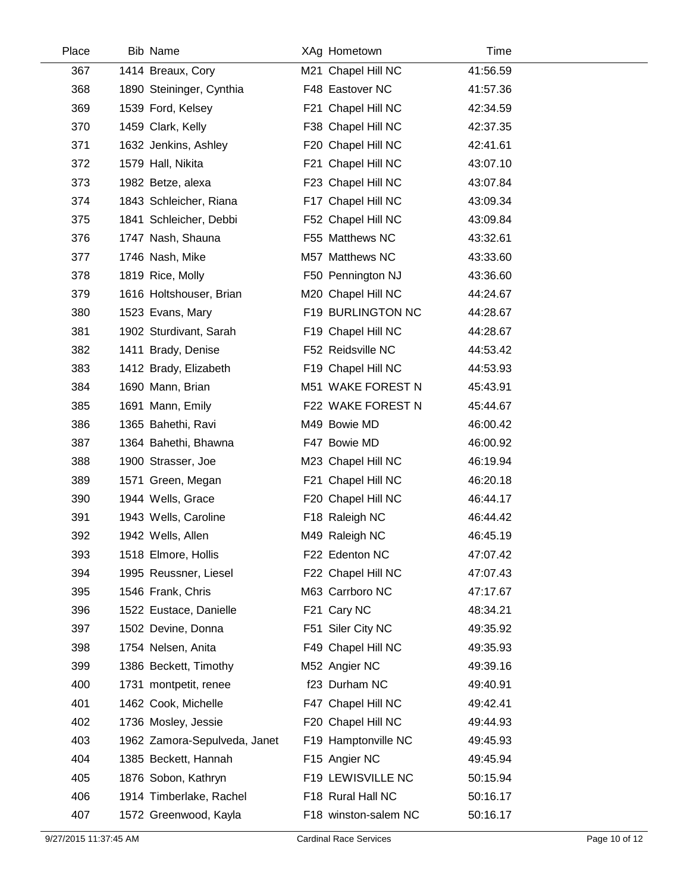| Place | Bib | Name | XAg | Hometown | Time |
|---|---|---|---|---|---|
| 367 | 1414 | Breaux, Cory | M21 | Chapel Hill NC | 41:56.59 |
| 368 | 1890 | Steininger, Cynthia | F48 | Eastover NC | 41:57.36 |
| 369 | 1539 | Ford, Kelsey | F21 | Chapel Hill NC | 42:34.59 |
| 370 | 1459 | Clark, Kelly | F38 | Chapel Hill NC | 42:37.35 |
| 371 | 1632 | Jenkins, Ashley | F20 | Chapel Hill NC | 42:41.61 |
| 372 | 1579 | Hall, Nikita | F21 | Chapel Hill NC | 43:07.10 |
| 373 | 1982 | Betze, alexa | F23 | Chapel Hill NC | 43:07.84 |
| 374 | 1843 | Schleicher, Riana | F17 | Chapel Hill NC | 43:09.34 |
| 375 | 1841 | Schleicher, Debbi | F52 | Chapel Hill NC | 43:09.84 |
| 376 | 1747 | Nash, Shauna | F55 | Matthews NC | 43:32.61 |
| 377 | 1746 | Nash, Mike | M57 | Matthews NC | 43:33.60 |
| 378 | 1819 | Rice, Molly | F50 | Pennington NJ | 43:36.60 |
| 379 | 1616 | Holtshouser, Brian | M20 | Chapel Hill NC | 44:24.67 |
| 380 | 1523 | Evans, Mary | F19 | BURLINGTON NC | 44:28.67 |
| 381 | 1902 | Sturdivant, Sarah | F19 | Chapel Hill NC | 44:28.67 |
| 382 | 1411 | Brady, Denise | F52 | Reidsville NC | 44:53.42 |
| 383 | 1412 | Brady, Elizabeth | F19 | Chapel Hill NC | 44:53.93 |
| 384 | 1690 | Mann, Brian | M51 | WAKE FOREST N | 45:43.91 |
| 385 | 1691 | Mann, Emily | F22 | WAKE FOREST N | 45:44.67 |
| 386 | 1365 | Bahethi, Ravi | M49 | Bowie MD | 46:00.42 |
| 387 | 1364 | Bahethi, Bhawna | F47 | Bowie MD | 46:00.92 |
| 388 | 1900 | Strasser, Joe | M23 | Chapel Hill NC | 46:19.94 |
| 389 | 1571 | Green, Megan | F21 | Chapel Hill NC | 46:20.18 |
| 390 | 1944 | Wells, Grace | F20 | Chapel Hill NC | 46:44.17 |
| 391 | 1943 | Wells, Caroline | F18 | Raleigh NC | 46:44.42 |
| 392 | 1942 | Wells, Allen | M49 | Raleigh NC | 46:45.19 |
| 393 | 1518 | Elmore, Hollis | F22 | Edenton NC | 47:07.42 |
| 394 | 1995 | Reussner, Liesel | F22 | Chapel Hill NC | 47:07.43 |
| 395 | 1546 | Frank, Chris | M63 | Carrboro NC | 47:17.67 |
| 396 | 1522 | Eustace, Danielle | F21 | Cary NC | 48:34.21 |
| 397 | 1502 | Devine, Donna | F51 | Siler City NC | 49:35.92 |
| 398 | 1754 | Nelsen, Anita | F49 | Chapel Hill NC | 49:35.93 |
| 399 | 1386 | Beckett, Timothy | M52 | Angier NC | 49:39.16 |
| 400 | 1731 | montpetit, renee | f23 | Durham NC | 49:40.91 |
| 401 | 1462 | Cook, Michelle | F47 | Chapel Hill NC | 49:42.41 |
| 402 | 1736 | Mosley, Jessie | F20 | Chapel Hill NC | 49:44.93 |
| 403 | 1962 | Zamora-Sepulveda, Janet | F19 | Hamptonville NC | 49:45.93 |
| 404 | 1385 | Beckett, Hannah | F15 | Angier NC | 49:45.94 |
| 405 | 1876 | Sobon, Kathryn | F19 | LEWISVILLE NC | 50:15.94 |
| 406 | 1914 | Timberlake, Rachel | F18 | Rural Hall NC | 50:16.17 |
| 407 | 1572 | Greenwood, Kayla | F18 | winston-salem NC | 50:16.17 |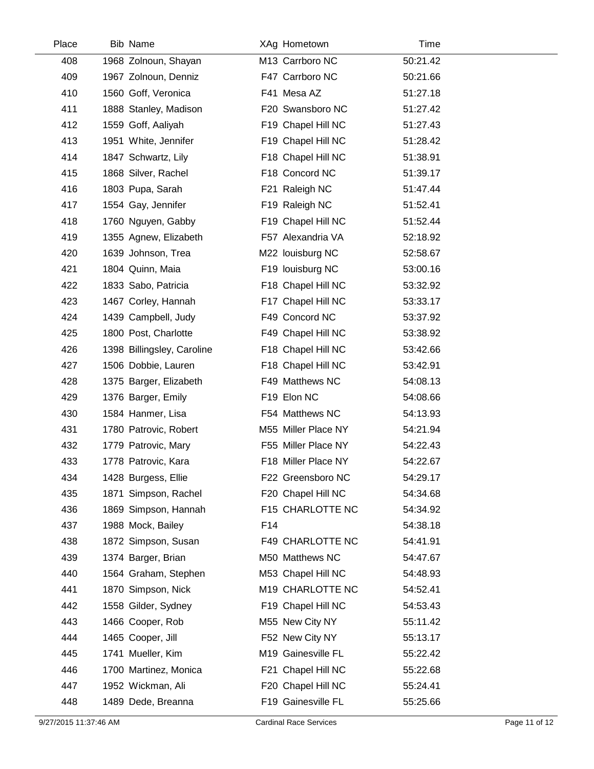| Place | Bib | Name | XAg | Hometown | Time |
|---|---|---|---|---|---|
| 408 | 1968 | Zolnoun, Shayan | M13 | Carrboro NC | 50:21.42 |
| 409 | 1967 | Zolnoun, Denniz | F47 | Carrboro NC | 50:21.66 |
| 410 | 1560 | Goff, Veronica | F41 | Mesa AZ | 51:27.18 |
| 411 | 1888 | Stanley, Madison | F20 | Swansboro NC | 51:27.42 |
| 412 | 1559 | Goff, Aaliyah | F19 | Chapel Hill NC | 51:27.43 |
| 413 | 1951 | White, Jennifer | F19 | Chapel Hill NC | 51:28.42 |
| 414 | 1847 | Schwartz, Lily | F18 | Chapel Hill NC | 51:38.91 |
| 415 | 1868 | Silver, Rachel | F18 | Concord NC | 51:39.17 |
| 416 | 1803 | Pupa, Sarah | F21 | Raleigh NC | 51:47.44 |
| 417 | 1554 | Gay, Jennifer | F19 | Raleigh NC | 51:52.41 |
| 418 | 1760 | Nguyen, Gabby | F19 | Chapel Hill NC | 51:52.44 |
| 419 | 1355 | Agnew, Elizabeth | F57 | Alexandria VA | 52:18.92 |
| 420 | 1639 | Johnson, Trea | M22 | louisburg NC | 52:58.67 |
| 421 | 1804 | Quinn, Maia | F19 | louisburg NC | 53:00.16 |
| 422 | 1833 | Sabo, Patricia | F18 | Chapel Hill NC | 53:32.92 |
| 423 | 1467 | Corley, Hannah | F17 | Chapel Hill NC | 53:33.17 |
| 424 | 1439 | Campbell, Judy | F49 | Concord NC | 53:37.92 |
| 425 | 1800 | Post, Charlotte | F49 | Chapel Hill NC | 53:38.92 |
| 426 | 1398 | Billingsley, Caroline | F18 | Chapel Hill NC | 53:42.66 |
| 427 | 1506 | Dobbie, Lauren | F18 | Chapel Hill NC | 53:42.91 |
| 428 | 1375 | Barger, Elizabeth | F49 | Matthews NC | 54:08.13 |
| 429 | 1376 | Barger, Emily | F19 | Elon NC | 54:08.66 |
| 430 | 1584 | Hanmer, Lisa | F54 | Matthews NC | 54:13.93 |
| 431 | 1780 | Patrovic, Robert | M55 | Miller Place NY | 54:21.94 |
| 432 | 1779 | Patrovic, Mary | F55 | Miller Place NY | 54:22.43 |
| 433 | 1778 | Patrovic, Kara | F18 | Miller Place NY | 54:22.67 |
| 434 | 1428 | Burgess, Ellie | F22 | Greensboro NC | 54:29.17 |
| 435 | 1871 | Simpson, Rachel | F20 | Chapel Hill NC | 54:34.68 |
| 436 | 1869 | Simpson, Hannah | F15 | CHARLOTTE NC | 54:34.92 |
| 437 | 1988 | Mock, Bailey | F14 | | 54:38.18 |
| 438 | 1872 | Simpson, Susan | F49 | CHARLOTTE NC | 54:41.91 |
| 439 | 1374 | Barger, Brian | M50 | Matthews NC | 54:47.67 |
| 440 | 1564 | Graham, Stephen | M53 | Chapel Hill NC | 54:48.93 |
| 441 | 1870 | Simpson, Nick | M19 | CHARLOTTE NC | 54:52.41 |
| 442 | 1558 | Gilder, Sydney | F19 | Chapel Hill NC | 54:53.43 |
| 443 | 1466 | Cooper, Rob | M55 | New City NY | 55:11.42 |
| 444 | 1465 | Cooper, Jill | F52 | New City NY | 55:13.17 |
| 445 | 1741 | Mueller, Kim | M19 | Gainesville FL | 55:22.42 |
| 446 | 1700 | Martinez, Monica | F21 | Chapel Hill NC | 55:22.68 |
| 447 | 1952 | Wickman, Ali | F20 | Chapel Hill NC | 55:24.41 |
| 448 | 1489 | Dede, Breanna | F19 | Gainesville FL | 55:25.66 |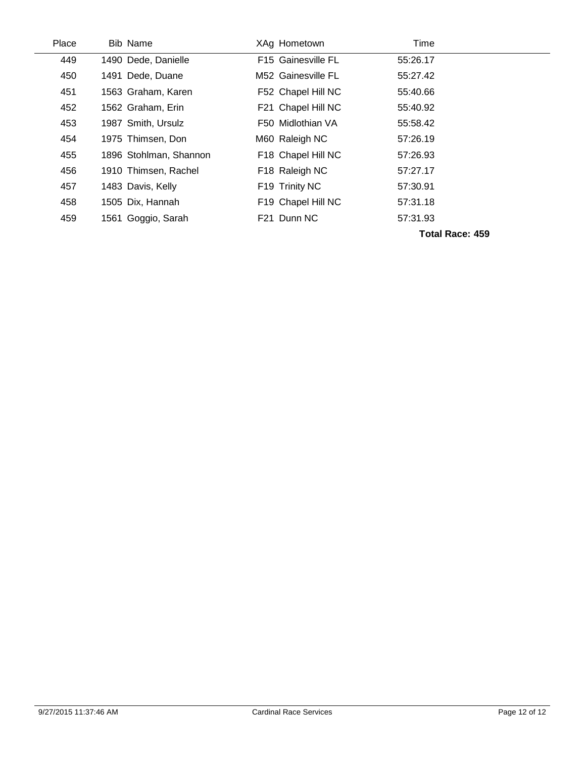| Place | Bib | Name | XAg | Hometown | Time |
|---|---|---|---|---|---|
| 449 | 1490 | Dede, Danielle | F15 | Gainesville FL | 55:26.17 |
| 450 | 1491 | Dede, Duane | M52 | Gainesville FL | 55:27.42 |
| 451 | 1563 | Graham, Karen | F52 | Chapel Hill NC | 55:40.66 |
| 452 | 1562 | Graham, Erin | F21 | Chapel Hill NC | 55:40.92 |
| 453 | 1987 | Smith, Ursulz | F50 | Midlothian VA | 55:58.42 |
| 454 | 1975 | Thimsen, Don | M60 | Raleigh NC | 57:26.19 |
| 455 | 1896 | Stohlman, Shannon | F18 | Chapel Hill NC | 57:26.93 |
| 456 | 1910 | Thimsen, Rachel | F18 | Raleigh NC | 57:27.17 |
| 457 | 1483 | Davis, Kelly | F19 | Trinity NC | 57:30.91 |
| 458 | 1505 | Dix, Hannah | F19 | Chapel Hill NC | 57:31.18 |
| 459 | 1561 | Goggio, Sarah | F21 | Dunn NC | 57:31.93 |

**Total Race: 459**